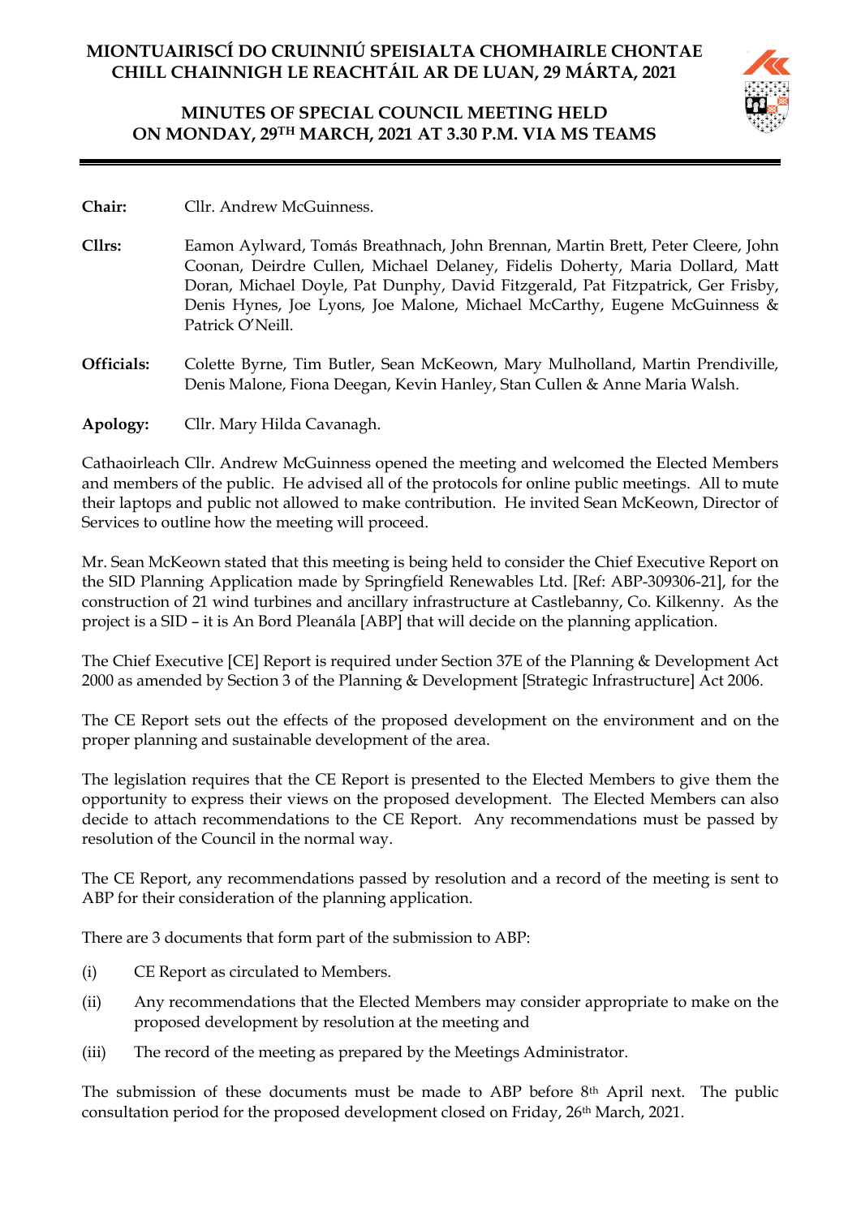# MIONTUAIRISCÍ DO CRUINNIÚ SPEISIALTA CHOMHAIRLE CHONTAE CHILL CHAINNIGH LE REACHTÁIL AR DE LUAN, 29 MÁRTA, 2021

# MINUTES OF SPECIAL COUNCIL MEETING HELD ON MONDAY, 29TH MARCH, 2021 AT 3.30 P.M. VIA MS TEAMS

**Chair:** Cllr. Andrew McGuinness.

**Cllrs:** Eamon Aylward, Tomás Breathnach, John Brennan, Martin Brett, Peter Cleere, John Coonan, Deirdre Cullen, Michael Delaney, Fidelis Doherty, Maria Dollard, Matt Doran, Michael Doyle, Pat Dunphy, David Fitzgerald, Pat Fitzpatrick, Ger Frisby, Denis Hynes, Joe Lyons, Joe Malone, Michael McCarthy, Eugene McGuinness & Patrick O'Neill.

**Officials:** Colette Byrne, Tim Butler, Sean McKeown, Mary Mulholland, Martin Prendiville, Denis Malone, Fiona Deegan, Kevin Hanley, Stan Cullen & Anne Maria Walsh.

**Apology:** Cllr. Mary Hilda Cavanagh.

Cathaoirleach Cllr. Andrew McGuinness opened the meeting and welcomed the Elected Members and members of the public. He advised all of the protocols for online public meetings. All to mute their laptops and public not allowed to make contribution. He invited Sean McKeown, Director of Services to outline how the meeting will proceed.

Mr. Sean McKeown stated that this meeting is being held to consider the Chief Executive Report on the SID Planning Application made by Springfield Renewables Ltd. [Ref: ABP-309306-21], for the construction of 21 wind turbines and ancillary infrastructure at Castlebanny, Co. Kilkenny. As the project is a SID – it is An Bord Pleanála [ABP] that will decide on the planning application.

The Chief Executive [CE] Report is required under Section 37E of the Planning & Development Act 2000 as amended by Section 3 of the Planning & Development [Strategic Infrastructure] Act 2006.

The CE Report sets out the effects of the proposed development on the environment and on the proper planning and sustainable development of the area.

The legislation requires that the CE Report is presented to the Elected Members to give them the opportunity to express their views on the proposed development. The Elected Members can also decide to attach recommendations to the CE Report. Any recommendations must be passed by resolution of the Council in the normal way.

The CE Report, any recommendations passed by resolution and a record of the meeting is sent to ABP for their consideration of the planning application.

There are 3 documents that form part of the submission to ABP:

(i) CE Report as circulated to Members.

(ii) Any recommendations that the Elected Members may consider appropriate to make on the proposed development by resolution at the meeting and

(iii) The record of the meeting as prepared by the Meetings Administrator.

The submission of these documents must be made to ABP before 8th April next. The public consultation period for the proposed development closed on Friday, 26th March, 2021.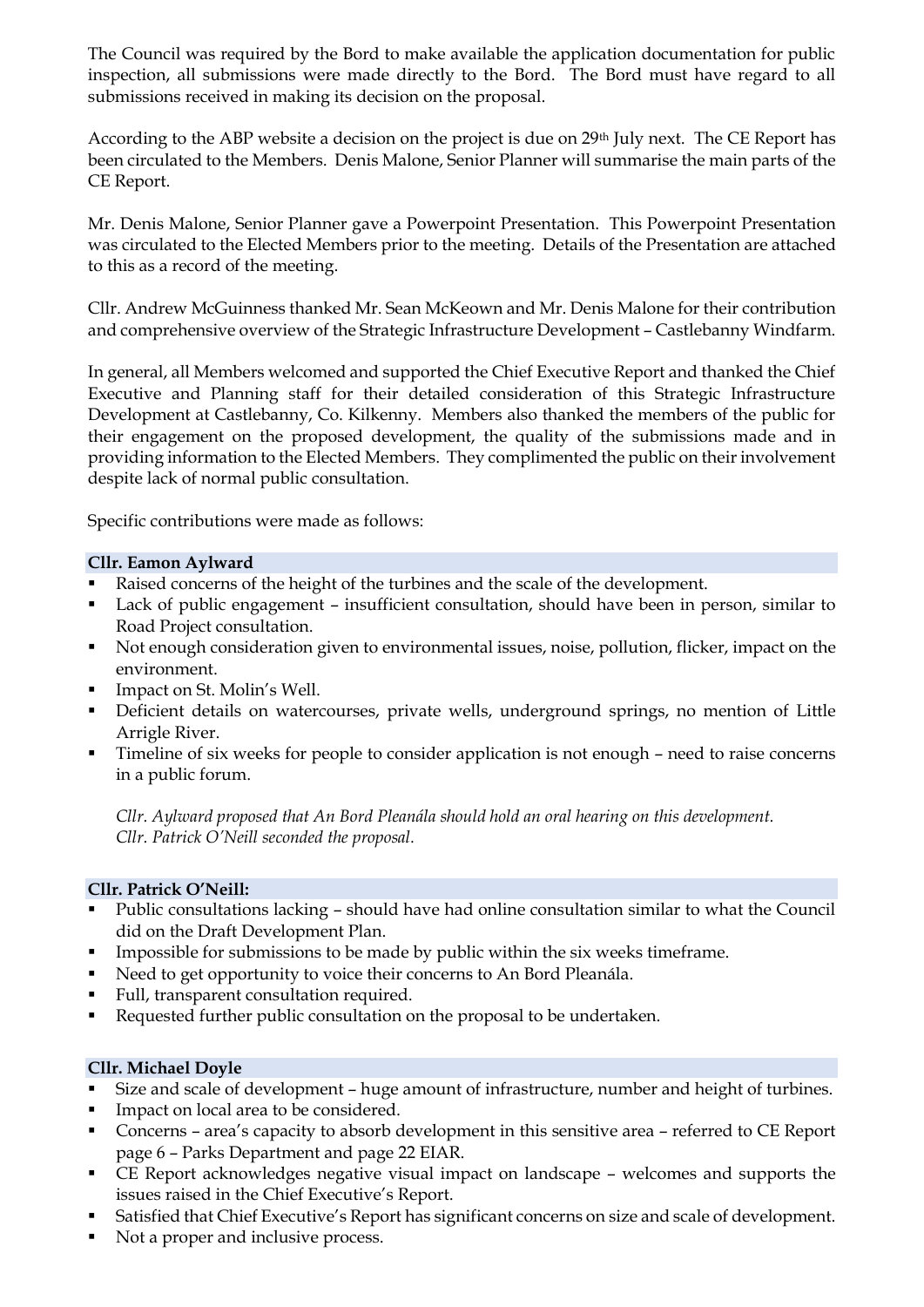The Council was required by the Bord to make available the application documentation for public inspection, all submissions were made directly to the Bord. The Bord must have regard to all submissions received in making its decision on the proposal.

According to the ABP website a decision on the project is due on 29th July next. The CE Report has been circulated to the Members. Denis Malone, Senior Planner will summarise the main parts of the CE Report.

Mr. Denis Malone, Senior Planner gave a Powerpoint Presentation. This Powerpoint Presentation was circulated to the Elected Members prior to the meeting. Details of the Presentation are attached to this as a record of the meeting.

Cllr. Andrew McGuinness thanked Mr. Sean McKeown and Mr. Denis Malone for their contribution and comprehensive overview of the Strategic Infrastructure Development – Castlebanny Windfarm.

In general, all Members welcomed and supported the Chief Executive Report and thanked the Chief Executive and Planning staff for their detailed consideration of this Strategic Infrastructure Development at Castlebanny, Co. Kilkenny. Members also thanked the members of the public for their engagement on the proposed development, the quality of the submissions made and in providing information to the Elected Members. They complimented the public on their involvement despite lack of normal public consultation.

Specific contributions were made as follows:

**Cllr. Eamon Aylward**

- Raised concerns of the height of the turbines and the scale of the development.
- Lack of public engagement – insufficient consultation, should have been in person, similar to Road Project consultation.
- Not enough consideration given to environmental issues, noise, pollution, flicker, impact on the environment.
- Impact on St. Molin's Well.
- Deficient details on watercourses, private wells, underground springs, no mention of Little Arrigle River.
- Timeline of six weeks for people to consider application is not enough – need to raise concerns in a public forum.

*Cllr. Aylward proposed that An Bord Pleanála should hold an oral hearing on this development.*
*Cllr. Patrick O'Neill seconded the proposal.*

**Cllr. Patrick O'Neill:**

- Public consultations lacking – should have had online consultation similar to what the Council did on the Draft Development Plan.
- Impossible for submissions to be made by public within the six weeks timeframe.
- Need to get opportunity to voice their concerns to An Bord Pleanála.
- Full, transparent consultation required.
- Requested further public consultation on the proposal to be undertaken.

**Cllr. Michael Doyle**

- Size and scale of development – huge amount of infrastructure, number and height of turbines.
- Impact on local area to be considered.
- Concerns – area's capacity to absorb development in this sensitive area – referred to CE Report page 6 – Parks Department and page 22 EIAR.
- CE Report acknowledges negative visual impact on landscape – welcomes and supports the issues raised in the Chief Executive's Report.
- Satisfied that Chief Executive's Report has significant concerns on size and scale of development.
- Not a proper and inclusive process.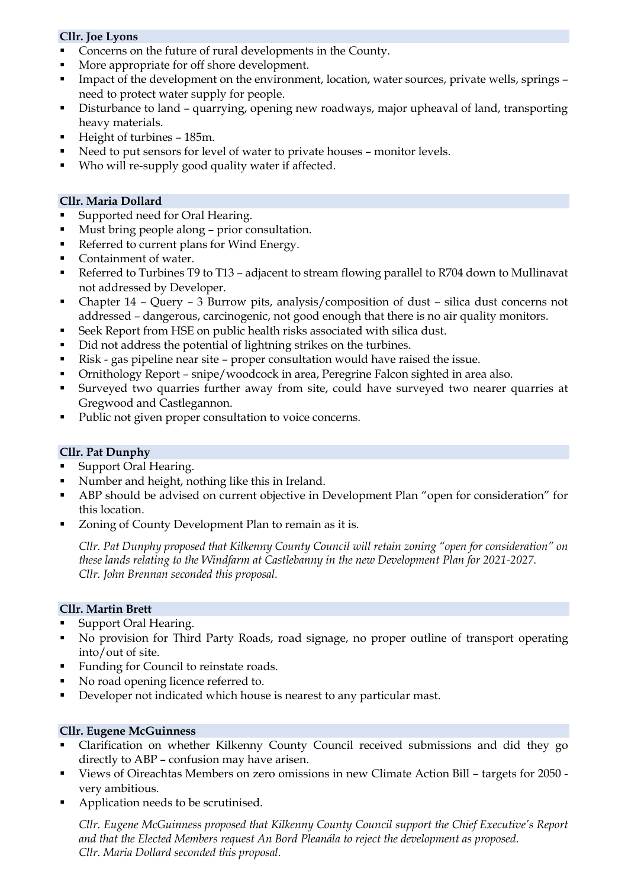**Cllr. Joe Lyons**

- Concerns on the future of rural developments in the County.
- More appropriate for off shore development.
- Impact of the development on the environment, location, water sources, private wells, springs – need to protect water supply for people.
- Disturbance to land – quarrying, opening new roadways, major upheaval of land, transporting heavy materials.
- Height of turbines – 185m.
- Need to put sensors for level of water to private houses – monitor levels.
- Who will re-supply good quality water if affected.

**Cllr. Maria Dollard**

- Supported need for Oral Hearing.
- Must bring people along – prior consultation.
- Referred to current plans for Wind Energy.
- Containment of water.
- Referred to Turbines T9 to T13 – adjacent to stream flowing parallel to R704 down to Mullinavat not addressed by Developer.
- Chapter 14 – Query – 3 Burrow pits, analysis/composition of dust – silica dust concerns not addressed – dangerous, carcinogenic, not good enough that there is no air quality monitors.
- Seek Report from HSE on public health risks associated with silica dust.
- Did not address the potential of lightning strikes on the turbines.
- Risk - gas pipeline near site – proper consultation would have raised the issue.
- Ornithology Report – snipe/woodcock in area, Peregrine Falcon sighted in area also.
- Surveyed two quarries further away from site, could have surveyed two nearer quarries at Gregwood and Castlegannon.
- Public not given proper consultation to voice concerns.

**Cllr. Pat Dunphy**

- Support Oral Hearing.
- Number and height, nothing like this in Ireland.
- ABP should be advised on current objective in Development Plan "open for consideration" for this location.
- Zoning of County Development Plan to remain as it is.

*Cllr. Pat Dunphy proposed that Kilkenny County Council will retain zoning "open for consideration" on these lands relating to the Windfarm at Castlebanny in the new Development Plan for 2021-2027.*
*Cllr. John Brennan seconded this proposal.*

**Cllr. Martin Brett**

- Support Oral Hearing.
- No provision for Third Party Roads, road signage, no proper outline of transport operating into/out of site.
- Funding for Council to reinstate roads.
- No road opening licence referred to.
- Developer not indicated which house is nearest to any particular mast.

**Cllr. Eugene McGuinness**

- Clarification on whether Kilkenny County Council received submissions and did they go directly to ABP – confusion may have arisen.
- Views of Oireachtas Members on zero omissions in new Climate Action Bill – targets for 2050 - very ambitious.
- Application needs to be scrutinised.

*Cllr. Eugene McGuinness proposed that Kilkenny County Council support the Chief Executive's Report and that the Elected Members request An Bord Pleanála to reject the development as proposed.*
*Cllr. Maria Dollard seconded this proposal.*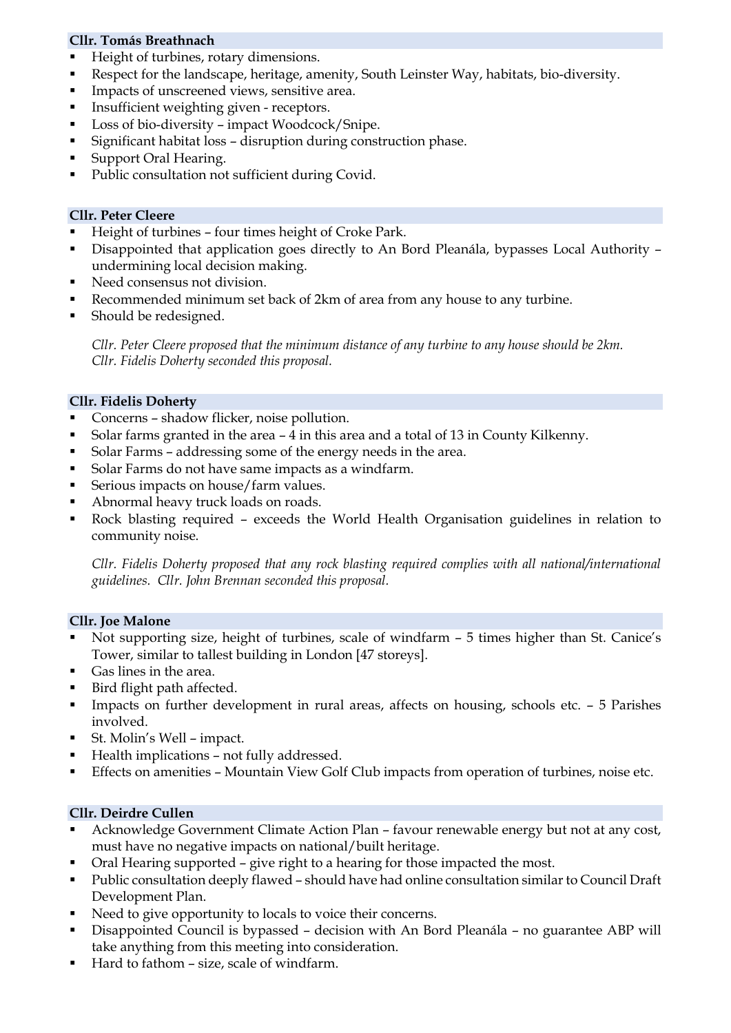**Cllr. Tomás Breathnach**

- Height of turbines, rotary dimensions.
- Respect for the landscape, heritage, amenity, South Leinster Way, habitats, bio-diversity.
- Impacts of unscreened views, sensitive area.
- Insufficient weighting given - receptors.
- Loss of bio-diversity – impact Woodcock/Snipe.
- Significant habitat loss – disruption during construction phase.
- Support Oral Hearing.
- Public consultation not sufficient during Covid.

**Cllr. Peter Cleere**

- Height of turbines – four times height of Croke Park.
- Disappointed that application goes directly to An Bord Pleanála, bypasses Local Authority – undermining local decision making.
- Need consensus not division.
- Recommended minimum set back of 2km of area from any house to any turbine.
- Should be redesigned.

*Cllr. Peter Cleere proposed that the minimum distance of any turbine to any house should be 2km. Cllr. Fidelis Doherty seconded this proposal.*

**Cllr. Fidelis Doherty**

- Concerns – shadow flicker, noise pollution.
- Solar farms granted in the area – 4 in this area and a total of 13 in County Kilkenny.
- Solar Farms – addressing some of the energy needs in the area.
- Solar Farms do not have same impacts as a windfarm.
- Serious impacts on house/farm values.
- Abnormal heavy truck loads on roads.
- Rock blasting required – exceeds the World Health Organisation guidelines in relation to community noise.

*Cllr. Fidelis Doherty proposed that any rock blasting required complies with all national/international guidelines. Cllr. John Brennan seconded this proposal.*

**Cllr. Joe Malone**

- Not supporting size, height of turbines, scale of windfarm – 5 times higher than St. Canice's Tower, similar to tallest building in London [47 storeys].
- Gas lines in the area.
- Bird flight path affected.
- Impacts on further development in rural areas, affects on housing, schools etc. – 5 Parishes involved.
- St. Molin's Well – impact.
- Health implications – not fully addressed.
- Effects on amenities – Mountain View Golf Club impacts from operation of turbines, noise etc.

**Cllr. Deirdre Cullen**

- Acknowledge Government Climate Action Plan – favour renewable energy but not at any cost, must have no negative impacts on national/built heritage.
- Oral Hearing supported – give right to a hearing for those impacted the most.
- Public consultation deeply flawed – should have had online consultation similar to Council Draft Development Plan.
- Need to give opportunity to locals to voice their concerns.
- Disappointed Council is bypassed – decision with An Bord Pleanála – no guarantee ABP will take anything from this meeting into consideration.
- Hard to fathom – size, scale of windfarm.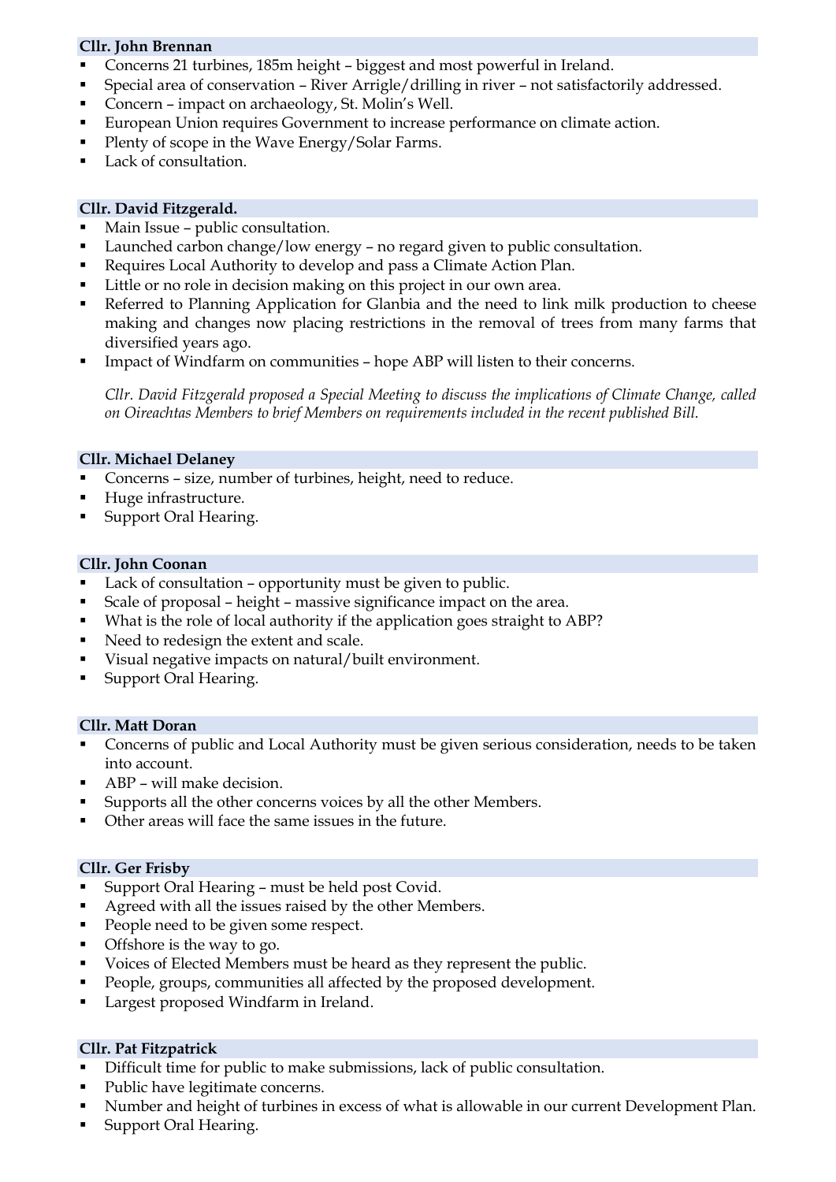**Cllr. John Brennan**

- Concerns 21 turbines, 185m height – biggest and most powerful in Ireland.
- Special area of conservation – River Arrigle/drilling in river – not satisfactorily addressed.
- Concern – impact on archaeology, St. Molin's Well.
- European Union requires Government to increase performance on climate action.
- Plenty of scope in the Wave Energy/Solar Farms.
- Lack of consultation.

**Cllr. David Fitzgerald.**

- Main Issue – public consultation.
- Launched carbon change/low energy – no regard given to public consultation.
- Requires Local Authority to develop and pass a Climate Action Plan.
- Little or no role in decision making on this project in our own area.
- Referred to Planning Application for Glanbia and the need to link milk production to cheese making and changes now placing restrictions in the removal of trees from many farms that diversified years ago.
- Impact of Windfarm on communities – hope ABP will listen to their concerns.

*Cllr. David Fitzgerald proposed a Special Meeting to discuss the implications of Climate Change, called on Oireachtas Members to brief Members on requirements included in the recent published Bill.*

**Cllr. Michael Delaney**

- Concerns – size, number of turbines, height, need to reduce.
- Huge infrastructure.
- Support Oral Hearing.

**Cllr. John Coonan**

- Lack of consultation – opportunity must be given to public.
- Scale of proposal – height – massive significance impact on the area.
- What is the role of local authority if the application goes straight to ABP?
- Need to redesign the extent and scale.
- Visual negative impacts on natural/built environment.
- Support Oral Hearing.

**Cllr. Matt Doran**

- Concerns of public and Local Authority must be given serious consideration, needs to be taken into account.
- ABP – will make decision.
- Supports all the other concerns voices by all the other Members.
- Other areas will face the same issues in the future.

**Cllr. Ger Frisby**

- Support Oral Hearing – must be held post Covid.
- Agreed with all the issues raised by the other Members.
- People need to be given some respect.
- Offshore is the way to go.
- Voices of Elected Members must be heard as they represent the public.
- People, groups, communities all affected by the proposed development.
- Largest proposed Windfarm in Ireland.

**Cllr. Pat Fitzpatrick**

- Difficult time for public to make submissions, lack of public consultation.
- Public have legitimate concerns.
- Number and height of turbines in excess of what is allowable in our current Development Plan.
- Support Oral Hearing.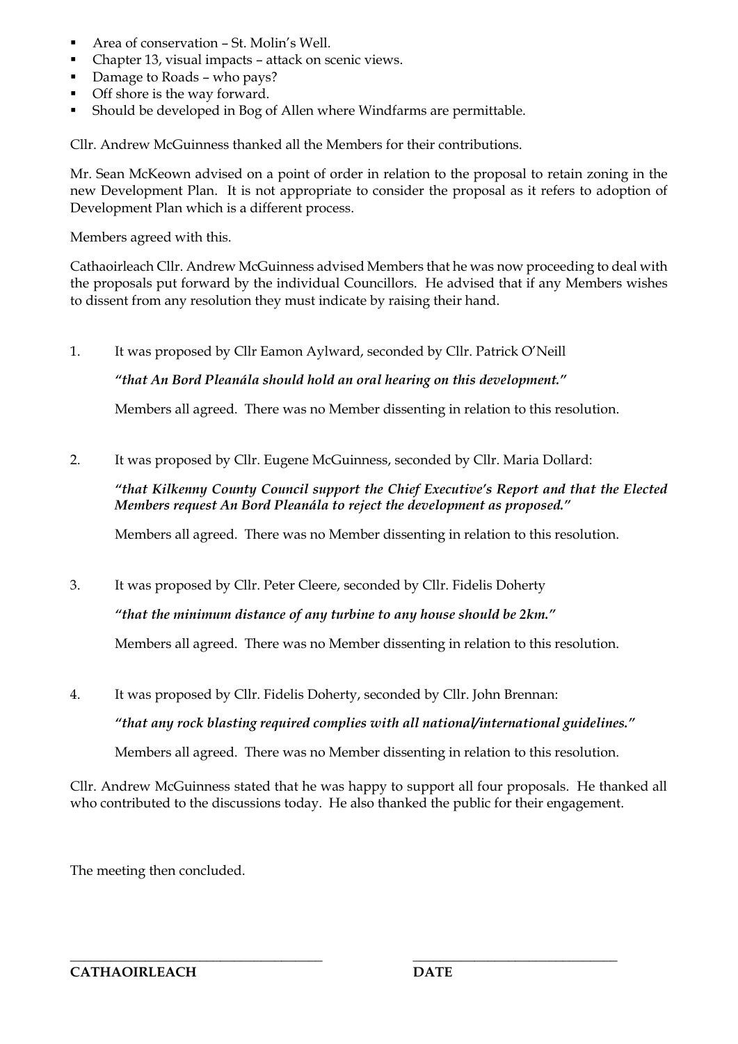- Area of conservation – St. Molin's Well.
- Chapter 13, visual impacts – attack on scenic views.
- Damage to Roads – who pays?
- Off shore is the way forward.
- Should be developed in Bog of Allen where Windfarms are permittable.

Cllr. Andrew McGuinness thanked all the Members for their contributions.

Mr. Sean McKeown advised on a point of order in relation to the proposal to retain zoning in the new Development Plan. It is not appropriate to consider the proposal as it refers to adoption of Development Plan which is a different process.

Members agreed with this.

Cathaoirleach Cllr. Andrew McGuinness advised Members that he was now proceeding to deal with the proposals put forward by the individual Councillors. He advised that if any Members wishes to dissent from any resolution they must indicate by raising their hand.

1. It was proposed by Cllr Eamon Aylward, seconded by Cllr. Patrick O'Neill

   ***"that An Bord Pleanála should hold an oral hearing on this development."***

   Members all agreed. There was no Member dissenting in relation to this resolution.

2. It was proposed by Cllr. Eugene McGuinness, seconded by Cllr. Maria Dollard:

   ***"that Kilkenny County Council support the Chief Executive's Report and that the Elected Members request An Bord Pleanála to reject the development as proposed."***

   Members all agreed. There was no Member dissenting in relation to this resolution.

3. It was proposed by Cllr. Peter Cleere, seconded by Cllr. Fidelis Doherty

   ***"that the minimum distance of any turbine to any house should be 2km."***

   Members all agreed. There was no Member dissenting in relation to this resolution.

4. It was proposed by Cllr. Fidelis Doherty, seconded by Cllr. John Brennan:

   ***"that any rock blasting required complies with all national/international guidelines."***

   Members all agreed. There was no Member dissenting in relation to this resolution.

Cllr. Andrew McGuinness stated that he was happy to support all four proposals. He thanked all who contributed to the discussions today. He also thanked the public for their engagement.

The meeting then concluded.

\_\_\_\_\_\_\_\_\_\_\_\_\_\_\_\_\_\_\_\_\_\_\_\_\_\_\_\_\_\_\_\_ \_\_\_\_\_\_\_\_\_\_\_\_\_\_\_\_\_\_\_\_\_\_\_\_\_\_\_\_

**CATHAOIRLEACH** **DATE**